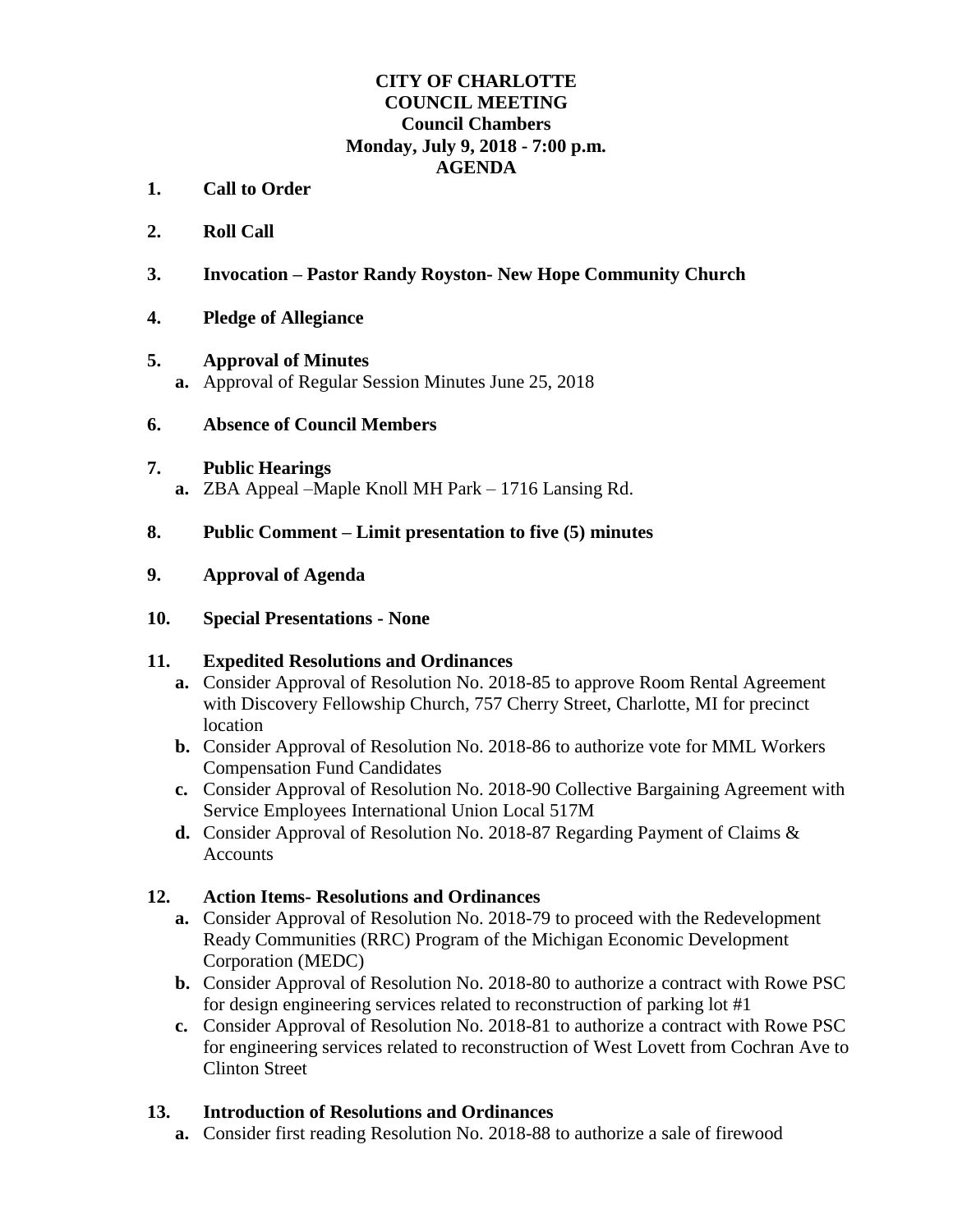# CITY OF CHARLOTTE
# COUNCIL MEETING
## Council Chambers
## Monday, July 9, 2018 - 7:00 p.m.
## AGENDA

1. **Call to Order**

2. **Roll Call**

3. **Invocation – Pastor Randy Royston- New Hope Community Church**

4. **Pledge of Allegiance**

5. **Approval of Minutes**
   - **a.** Approval of Regular Session Minutes June 25, 2018

6. **Absence of Council Members**

7. **Public Hearings**
   - **a.** ZBA Appeal –Maple Knoll MH Park – 1716 Lansing Rd.

8. **Public Comment – Limit presentation to five (5) minutes**

9. **Approval of Agenda**

10. **Special Presentations - None**

11. **Expedited Resolutions and Ordinances**
    - **a.** Consider Approval of Resolution No. 2018-85 to approve Room Rental Agreement with Discovery Fellowship Church, 757 Cherry Street, Charlotte, MI for precinct location
    - **b.** Consider Approval of Resolution No. 2018-86 to authorize vote for MML Workers Compensation Fund Candidates
    - **c.** Consider Approval of Resolution No. 2018-90 Collective Bargaining Agreement with Service Employees International Union Local 517M
    - **d.** Consider Approval of Resolution No. 2018-87 Regarding Payment of Claims & Accounts

12. **Action Items- Resolutions and Ordinances**
    - **a.** Consider Approval of Resolution No. 2018-79 to proceed with the Redevelopment Ready Communities (RRC) Program of the Michigan Economic Development Corporation (MEDC)
    - **b.** Consider Approval of Resolution No. 2018-80 to authorize a contract with Rowe PSC for design engineering services related to reconstruction of parking lot #1
    - **c.** Consider Approval of Resolution No. 2018-81 to authorize a contract with Rowe PSC for engineering services related to reconstruction of West Lovett from Cochran Ave to Clinton Street

13. **Introduction of Resolutions and Ordinances**
    - **a.** Consider first reading Resolution No. 2018-88 to authorize a sale of firewood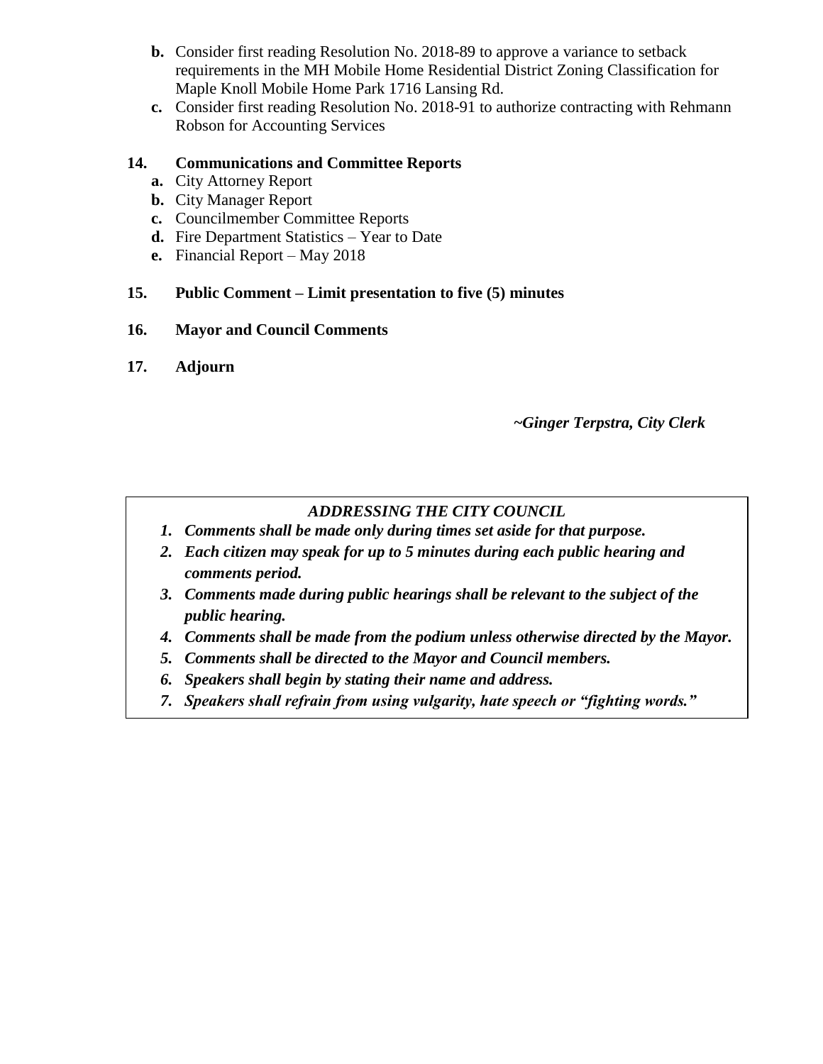- **b.** Consider first reading Resolution No. 2018-89 to approve a variance to setback requirements in the MH Mobile Home Residential District Zoning Classification for Maple Knoll Mobile Home Park 1716 Lansing Rd.
- **c.** Consider first reading Resolution No. 2018-91 to authorize contracting with Rehmann Robson for Accounting Services

**14. Communications and Committee Reports**

- **a.** City Attorney Report
- **b.** City Manager Report
- **c.** Councilmember Committee Reports
- **d.** Fire Department Statistics – Year to Date
- **e.** Financial Report – May 2018

**15. Public Comment – Limit presentation to five (5) minutes**

**16. Mayor and Council Comments**

**17. Adjourn**

***~Ginger Terpstra, City Clerk***

***ADDRESSING THE CITY COUNCIL***

1. ***Comments shall be made only during times set aside for that purpose.***
2. ***Each citizen may speak for up to 5 minutes during each public hearing and comments period.***
3. ***Comments made during public hearings shall be relevant to the subject of the public hearing.***
4. ***Comments shall be made from the podium unless otherwise directed by the Mayor.***
5. ***Comments shall be directed to the Mayor and Council members.***
6. ***Speakers shall begin by stating their name and address.***
7. ***Speakers shall refrain from using vulgarity, hate speech or "fighting words."***